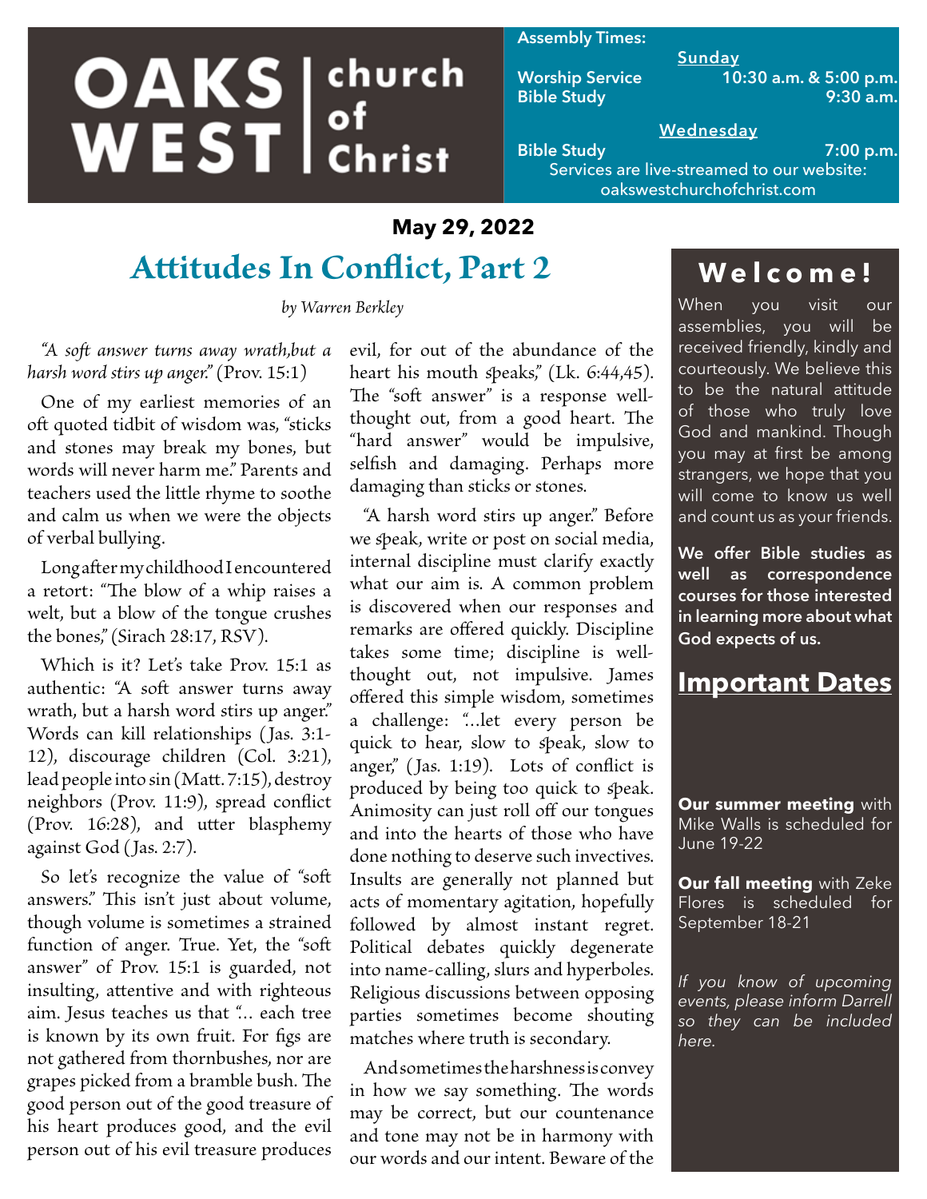# OAKS WEST church of Christ

**Assembly Times:**

**Sunday**

Worship Service 10:30 a.m. & 5:00 p.m.
Bible Study 9:30 a.m.

**Wednesday**

Bible Study 7:00 p.m.

Services are live-streamed to our website: oakswestchurchofchrist.com

**May 29, 2022**

## Attitudes In Conflict, Part 2

*by Warren Berkley*

*"A soft answer turns away wrath,but a harsh word stirs up anger."* (Prov. 15:1)

One of my earliest memories of an oft quoted tidbit of wisdom was, "sticks and stones may break my bones, but words will never harm me." Parents and teachers used the little rhyme to soothe and calm us when we were the objects of verbal bullying.

Long after my childhood I encountered a retort: "The blow of a whip raises a welt, but a blow of the tongue crushes the bones," (Sirach 28:17, RSV).

Which is it? Let's take Prov. 15:1 as authentic: "A soft answer turns away wrath, but a harsh word stirs up anger." Words can kill relationships (Jas. 3:1-12), discourage children (Col. 3:21), lead people into sin (Matt. 7:15), destroy neighbors (Prov. 11:9), spread conflict (Prov. 16:28), and utter blasphemy against God (Jas. 2:7).

So let's recognize the value of "soft answers." This isn't just about volume, though volume is sometimes a strained function of anger. True. Yet, the "soft answer" of Prov. 15:1 is guarded, not insulting, attentive and with righteous aim. Jesus teaches us that "... each tree is known by its own fruit. For figs are not gathered from thornbushes, nor are grapes picked from a bramble bush. The good person out of the good treasure of his heart produces good, and the evil person out of his evil treasure produces evil, for out of the abundance of the heart his mouth speaks," (Lk. 6:44,45). The "soft answer" is a response well-thought out, from a good heart. The "hard answer" would be impulsive, selfish and damaging. Perhaps more damaging than sticks or stones.

"A harsh word stirs up anger." Before we speak, write or post on social media, internal discipline must clarify exactly what our aim is. A common problem is discovered when our responses and remarks are offered quickly. Discipline takes some time; discipline is well-thought out, not impulsive. James offered this simple wisdom, sometimes a challenge: "...let every person be quick to hear, slow to speak, slow to anger," (Jas. 1:19). Lots of conflict is produced by being too quick to speak. Animosity can just roll off our tongues and into the hearts of those who have done nothing to deserve such invectives. Insults are generally not planned but acts of momentary agitation, hopefully followed by almost instant regret. Political debates quickly degenerate into name-calling, slurs and hyperboles. Religious discussions between opposing parties sometimes become shouting matches where truth is secondary.

And sometimes the harshness is convey in how we say something. The words may be correct, but our countenance and tone may not be in harmony with our words and our intent. Beware of the

## Welcome!

When you visit our assemblies, you will be received friendly, kindly and courteously. We believe this to be the natural attitude of those who truly love God and mankind. Though you may at first be among strangers, we hope that you will come to know us well and count us as your friends.

**We offer Bible studies as well as correspondence courses for those interested in learning more about what God expects of us.**

## Important Dates

**Our summer meeting** with Mike Walls is scheduled for June 19-22

**Our fall meeting** with Zeke Flores is scheduled for September 18-21

*If you know of upcoming events, please inform Darrell so they can be included here.*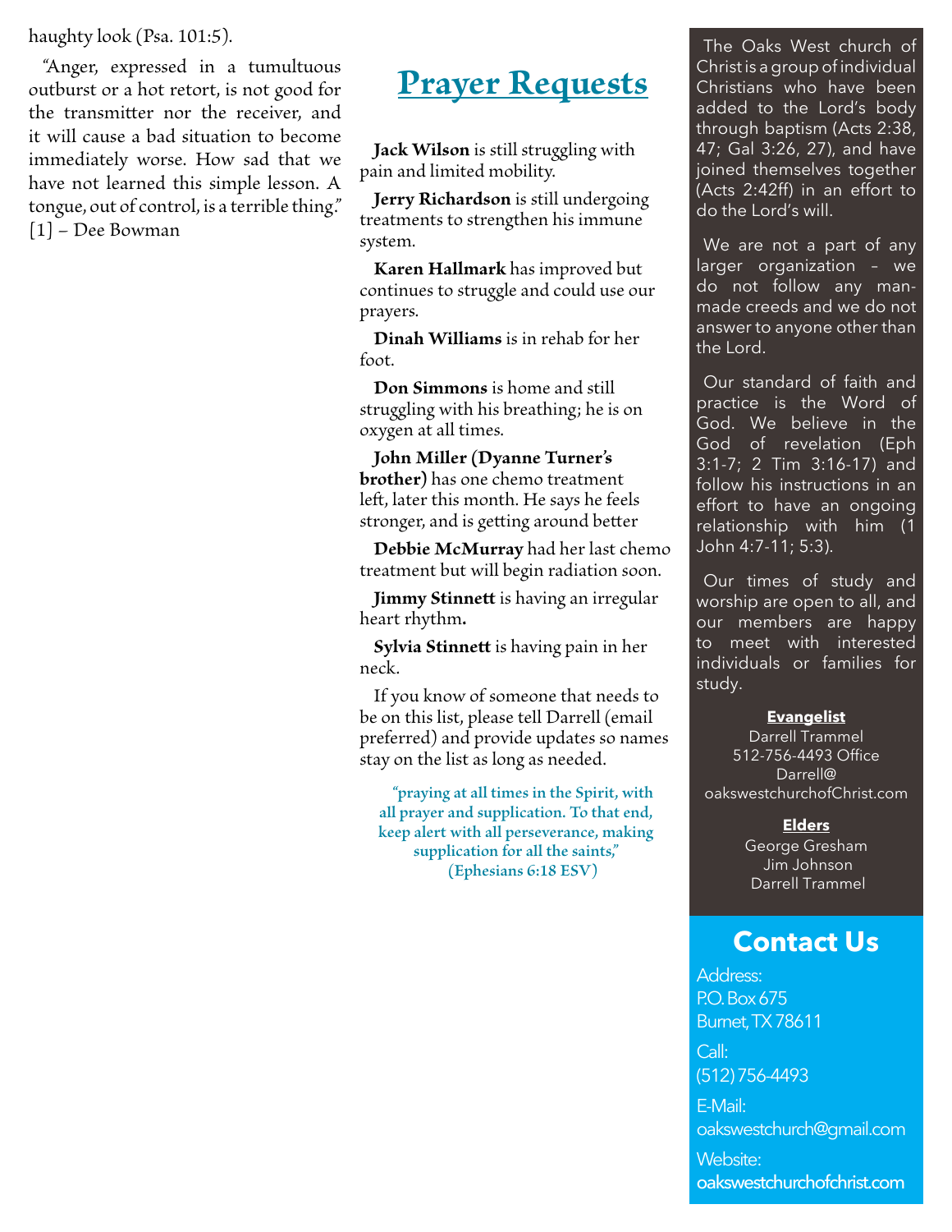haughty look (Psa. 101:5).

"Anger, expressed in a tumultuous outburst or a hot retort, is not good for the transmitter nor the receiver, and it will cause a bad situation to become immediately worse. How sad that we have not learned this simple lesson. A tongue, out of control, is a terrible thing." [1] – Dee Bowman

## Prayer Requests

**Jack Wilson** is still struggling with pain and limited mobility.

**Jerry Richardson** is still undergoing treatments to strengthen his immune system.

**Karen Hallmark** has improved but continues to struggle and could use our prayers.

**Dinah Williams** is in rehab for her foot.

**Don Simmons** is home and still struggling with his breathing; he is on oxygen at all times.

**John Miller (Dyanne Turner's brother)** has one chemo treatment left, later this month. He says he feels stronger, and is getting around better

**Debbie McMurray** had her last chemo treatment but will begin radiation soon.

**Jimmy Stinnett** is having an irregular heart rhythm.

**Sylvia Stinnett** is having pain in her neck.

If you know of someone that needs to be on this list, please tell Darrell (email preferred) and provide updates so names stay on the list as long as needed.

"praying at all times in the Spirit, with all prayer and supplication. To that end, keep alert with all perseverance, making supplication for all the saints,"
(Ephesians 6:18 ESV)

The Oaks West church of Christ is a group of individual Christians who have been added to the Lord's body through baptism (Acts 2:38, 47; Gal 3:26, 27), and have joined themselves together (Acts 2:42ff) in an effort to do the Lord's will.

We are not a part of any larger organization – we do not follow any man-made creeds and we do not answer to anyone other than the Lord.

Our standard of faith and practice is the Word of God. We believe in the God of revelation (Eph 3:1-7; 2 Tim 3:16-17) and follow his instructions in an effort to have an ongoing relationship with him (1 John 4:7-11; 5:3).

Our times of study and worship are open to all, and our members are happy to meet with interested individuals or families for study.

**Evangelist**
Darrell Trammel
512-756-4493 Office
Darrell@oakswestchurchofChrist.com

**Elders**
George Gresham
Jim Johnson
Darrell Trammel

## Contact Us

Address:
P.O. Box 675
Burnet, TX 78611

Call:
(512) 756-4493

E-Mail:
oakswestchurch@gmail.com

Website:
oakswestchurchofchrist.com